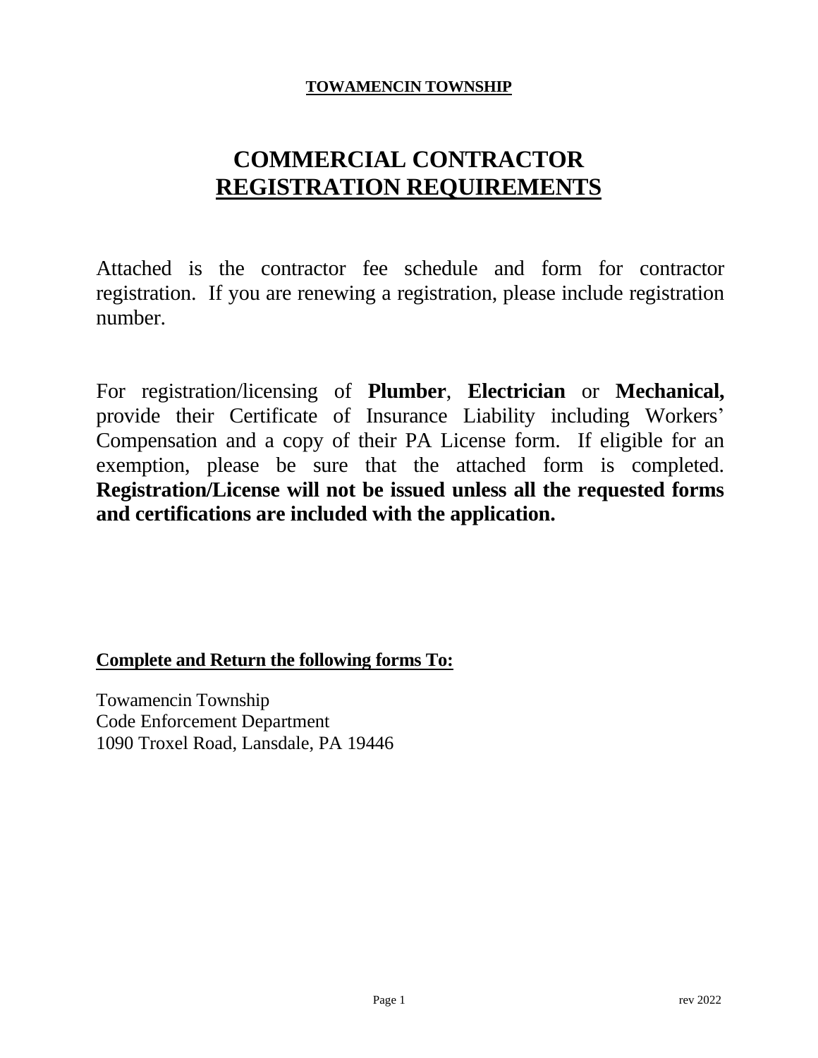**TOWAMENCIN TOWNSHIP**

# COMMERCIAL CONTRACTOR REGISTRATION REQUIREMENTS

Attached is the contractor fee schedule and form for contractor registration. If you are renewing a registration, please include registration number.

For registration/licensing of **Plumber**, **Electrician** or **Mechanical,** provide their Certificate of Insurance Liability including Workers' Compensation and a copy of their PA License form. If eligible for an exemption, please be sure that the attached form is completed. **Registration/License will not be issued unless all the requested forms and certifications are included with the application.**

**Complete and Return the following forms To:**

Towamencin Township
Code Enforcement Department
1090 Troxel Road, Lansdale, PA 19446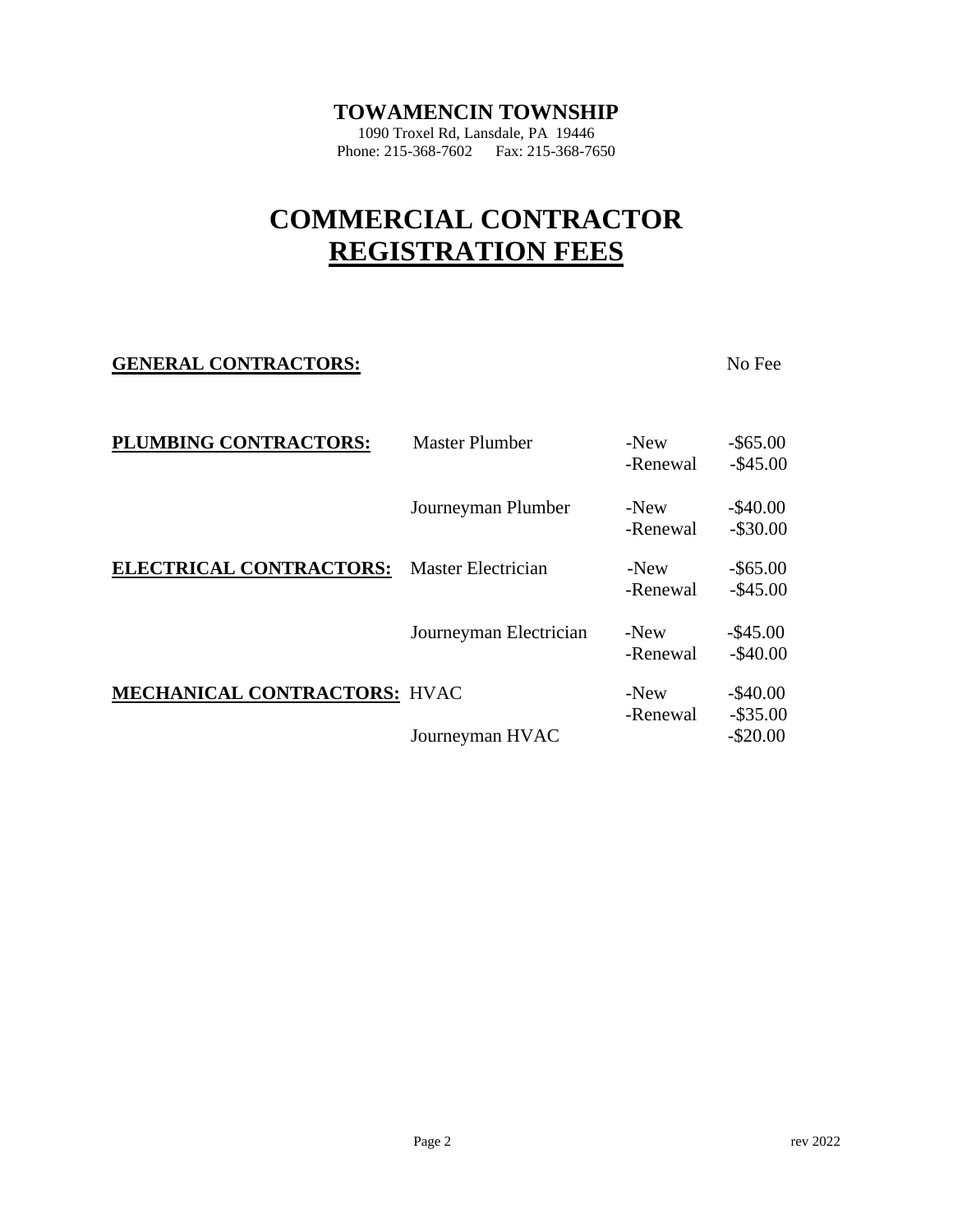**TOWAMENCIN TOWNSHIP**
1090 Troxel Rd, Lansdale, PA 19446
Phone: 215-368-7602 Fax: 215-368-7650

# COMMERCIAL CONTRACTOR REGISTRATION FEES

| | | | |
|---|---|---|---|
| **GENERAL CONTRACTORS:** | | | No Fee |
| **PLUMBING CONTRACTORS:** | Master Plumber | -New | -$65.00 |
| | | -Renewal | -$45.00 |
| | Journeyman Plumber | -New | -$40.00 |
| | | -Renewal | -$30.00 |
| **ELECTRICAL CONTRACTORS:** | Master Electrician | -New | -$65.00 |
| | | -Renewal | -$45.00 |
| | Journeyman Electrician | -New | -$45.00 |
| | | -Renewal | -$40.00 |
| **MECHANICAL CONTRACTORS:** | HVAC | -New | -$40.00 |
| | | -Renewal | -$35.00 |
| | Journeyman HVAC | | -$20.00 |

rev 2022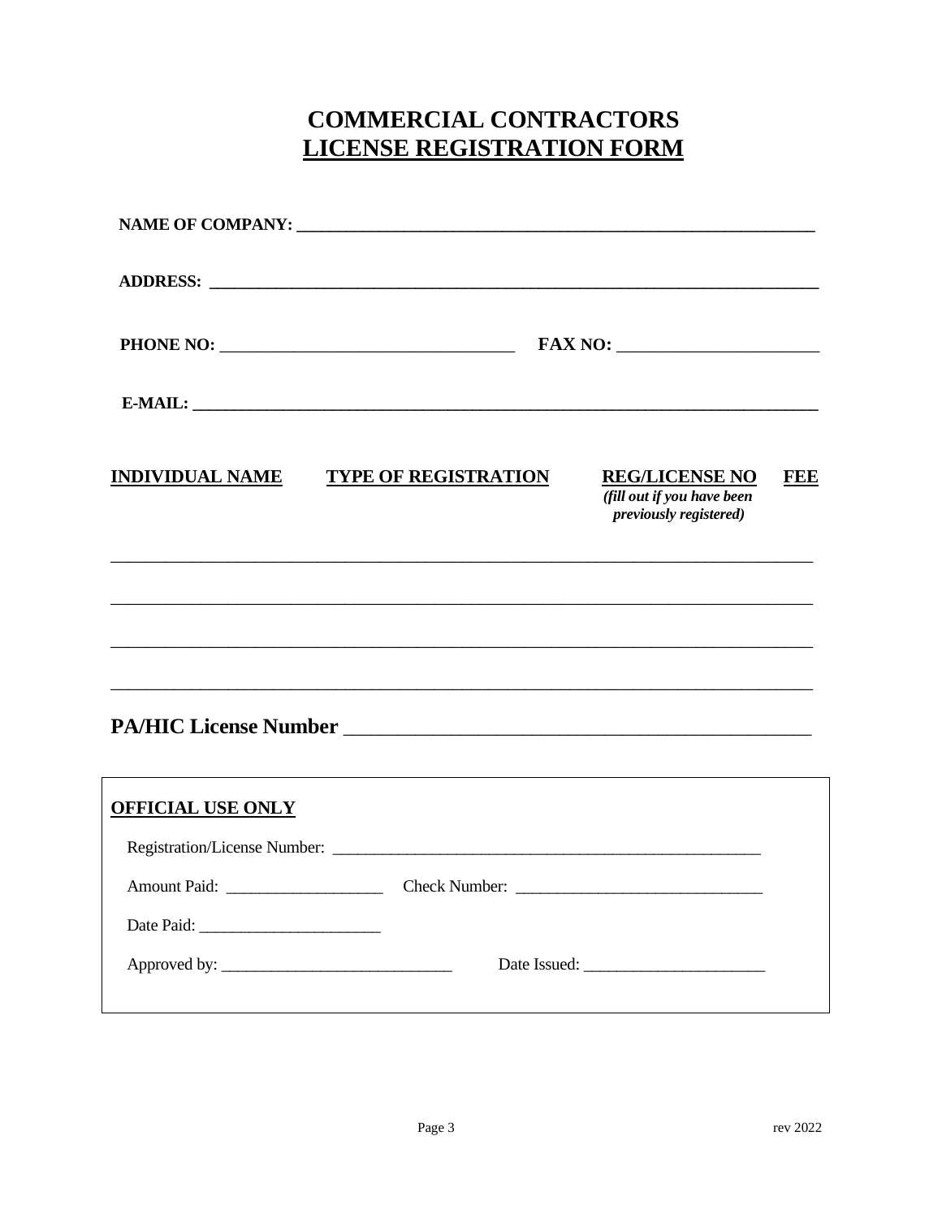# COMMERCIAL CONTRACTORS
## LICENSE REGISTRATION FORM

**NAME OF COMPANY:** ______________________________________________________________

**ADDRESS:** ______________________________________________________________________

**PHONE NO:** ________________________________ **FAX NO:** ______________________

**E-MAIL:** _______________________________________________________________________

| INDIVIDUAL NAME | TYPE OF REGISTRATION | REG/LICENSE NO *(fill out if you have been previously registered)* | FEE |
|---|---|---|---|
| | | | |
| | | | |
| | | | |
| | | | |

**PA/HIC License Number** ____________________________________________

**OFFICIAL USE ONLY**

Registration/License Number: ____________________________________________

Amount Paid: __________________ Check Number: ____________________________

Date Paid: _____________________

Approved by: ___________________________ Date Issued: _____________________

rev 2022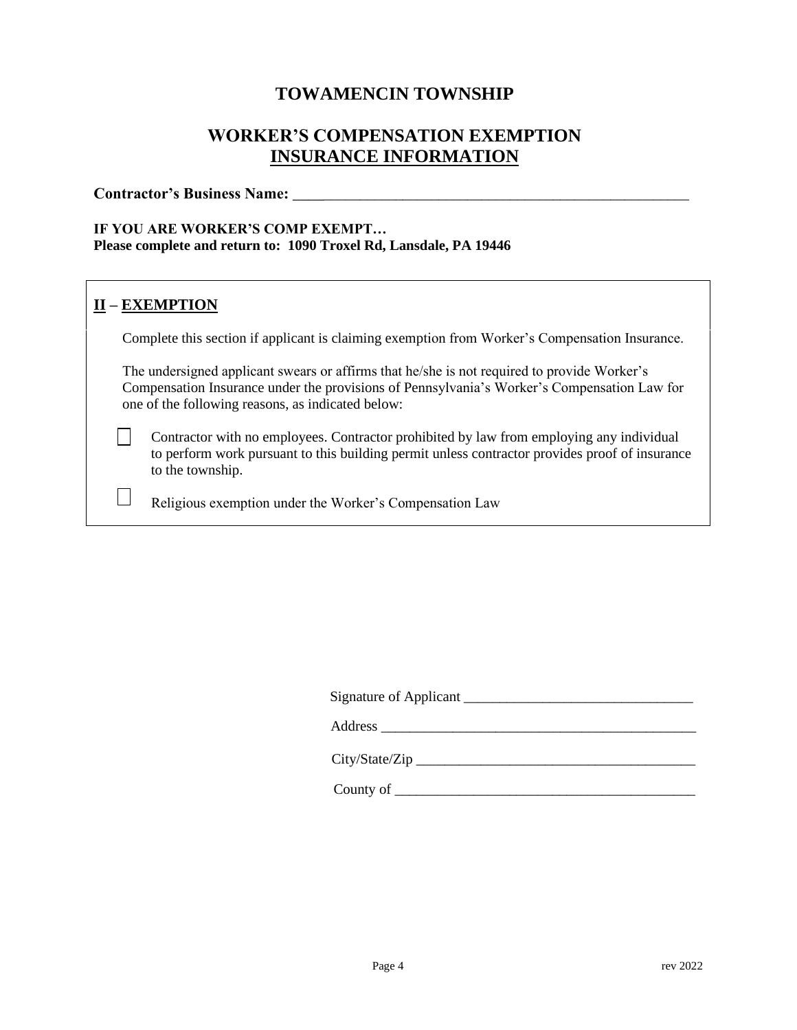# TOWAMENCIN TOWNSHIP

## WORKER'S COMPENSATION EXEMPTION
## INSURANCE INFORMATION

**Contractor's Business Name:** ______________________________________________________

**IF YOU ARE WORKER'S COMP EXEMPT…**
**Please complete and return to: 1090 Troxel Rd, Lansdale, PA 19446**

### II – EXEMPTION

Complete this section if applicant is claiming exemption from Worker's Compensation Insurance.

The undersigned applicant swears or affirms that he/she is not required to provide Worker's Compensation Insurance under the provisions of Pennsylvania's Worker's Compensation Law for one of the following reasons, as indicated below:

- ☐ Contractor with no employees. Contractor prohibited by law from employing any individual to perform work pursuant to this building permit unless contractor provides proof of insurance to the township.
- ☐ Religious exemption under the Worker's Compensation Law

Signature of Applicant ________________________________

Address ______________________________________________

City/State/Zip _______________________________________

County of ____________________________________________

rev 2022